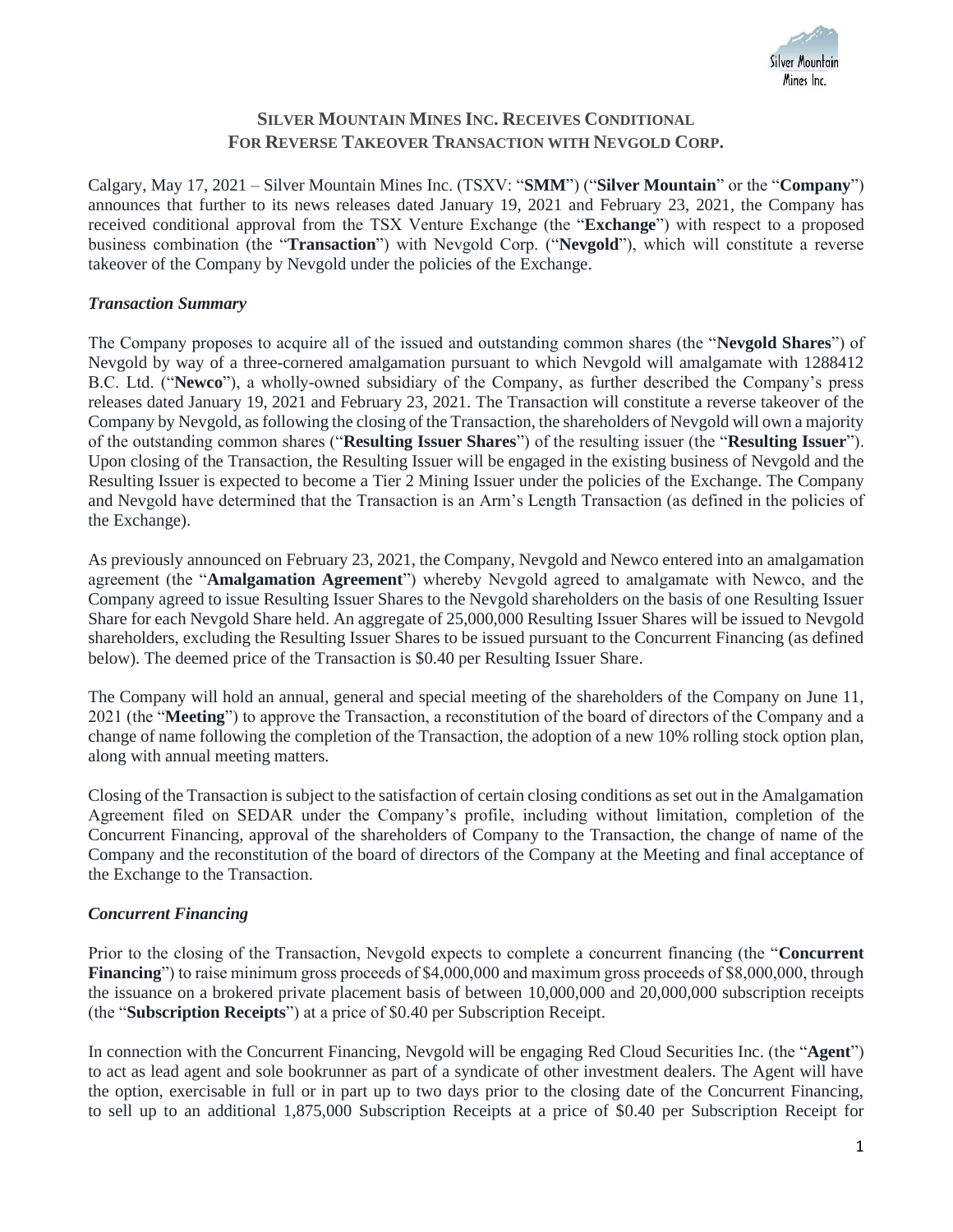## SILVER MOUNTAIN MINES INC. RECEIVES CONDITIONAL FOR REVERSE TAKEOVER TRANSACTION WITH NEVGOLD CORP.

Calgary, May 17, 2021 – Silver Mountain Mines Inc. (TSXV: "**SMM**") ("**Silver Mountain**" or the "**Company**") announces that further to its news releases dated January 19, 2021 and February 23, 2021, the Company has received conditional approval from the TSX Venture Exchange (the "**Exchange**") with respect to a proposed business combination (the "**Transaction**") with Nevgold Corp. ("**Nevgold**"), which will constitute a reverse takeover of the Company by Nevgold under the policies of the Exchange.

### *Transaction Summary*

The Company proposes to acquire all of the issued and outstanding common shares (the "**Nevgold Shares**") of Nevgold by way of a three-cornered amalgamation pursuant to which Nevgold will amalgamate with 1288412 B.C. Ltd. ("**Newco**"), a wholly-owned subsidiary of the Company, as further described the Company's press releases dated January 19, 2021 and February 23, 2021. The Transaction will constitute a reverse takeover of the Company by Nevgold, as following the closing of the Transaction, the shareholders of Nevgold will own a majority of the outstanding common shares ("**Resulting Issuer Shares**") of the resulting issuer (the "**Resulting Issuer**"). Upon closing of the Transaction, the Resulting Issuer will be engaged in the existing business of Nevgold and the Resulting Issuer is expected to become a Tier 2 Mining Issuer under the policies of the Exchange. The Company and Nevgold have determined that the Transaction is an Arm's Length Transaction (as defined in the policies of the Exchange).

As previously announced on February 23, 2021, the Company, Nevgold and Newco entered into an amalgamation agreement (the "**Amalgamation Agreement**") whereby Nevgold agreed to amalgamate with Newco, and the Company agreed to issue Resulting Issuer Shares to the Nevgold shareholders on the basis of one Resulting Issuer Share for each Nevgold Share held. An aggregate of 25,000,000 Resulting Issuer Shares will be issued to Nevgold shareholders, excluding the Resulting Issuer Shares to be issued pursuant to the Concurrent Financing (as defined below). The deemed price of the Transaction is $0.40 per Resulting Issuer Share.

The Company will hold an annual, general and special meeting of the shareholders of the Company on June 11, 2021 (the "**Meeting**") to approve the Transaction, a reconstitution of the board of directors of the Company and a change of name following the completion of the Transaction, the adoption of a new 10% rolling stock option plan, along with annual meeting matters.

Closing of the Transaction is subject to the satisfaction of certain closing conditions as set out in the Amalgamation Agreement filed on SEDAR under the Company's profile, including without limitation, completion of the Concurrent Financing, approval of the shareholders of Company to the Transaction, the change of name of the Company and the reconstitution of the board of directors of the Company at the Meeting and final acceptance of the Exchange to the Transaction.

### *Concurrent Financing*

Prior to the closing of the Transaction, Nevgold expects to complete a concurrent financing (the "**Concurrent Financing**") to raise minimum gross proceeds of $4,000,000 and maximum gross proceeds of $8,000,000, through the issuance on a brokered private placement basis of between 10,000,000 and 20,000,000 subscription receipts (the "**Subscription Receipts**") at a price of $0.40 per Subscription Receipt.

In connection with the Concurrent Financing, Nevgold will be engaging Red Cloud Securities Inc. (the "**Agent**") to act as lead agent and sole bookrunner as part of a syndicate of other investment dealers. The Agent will have the option, exercisable in full or in part up to two days prior to the closing date of the Concurrent Financing, to sell up to an additional 1,875,000 Subscription Receipts at a price of $0.40 per Subscription Receipt for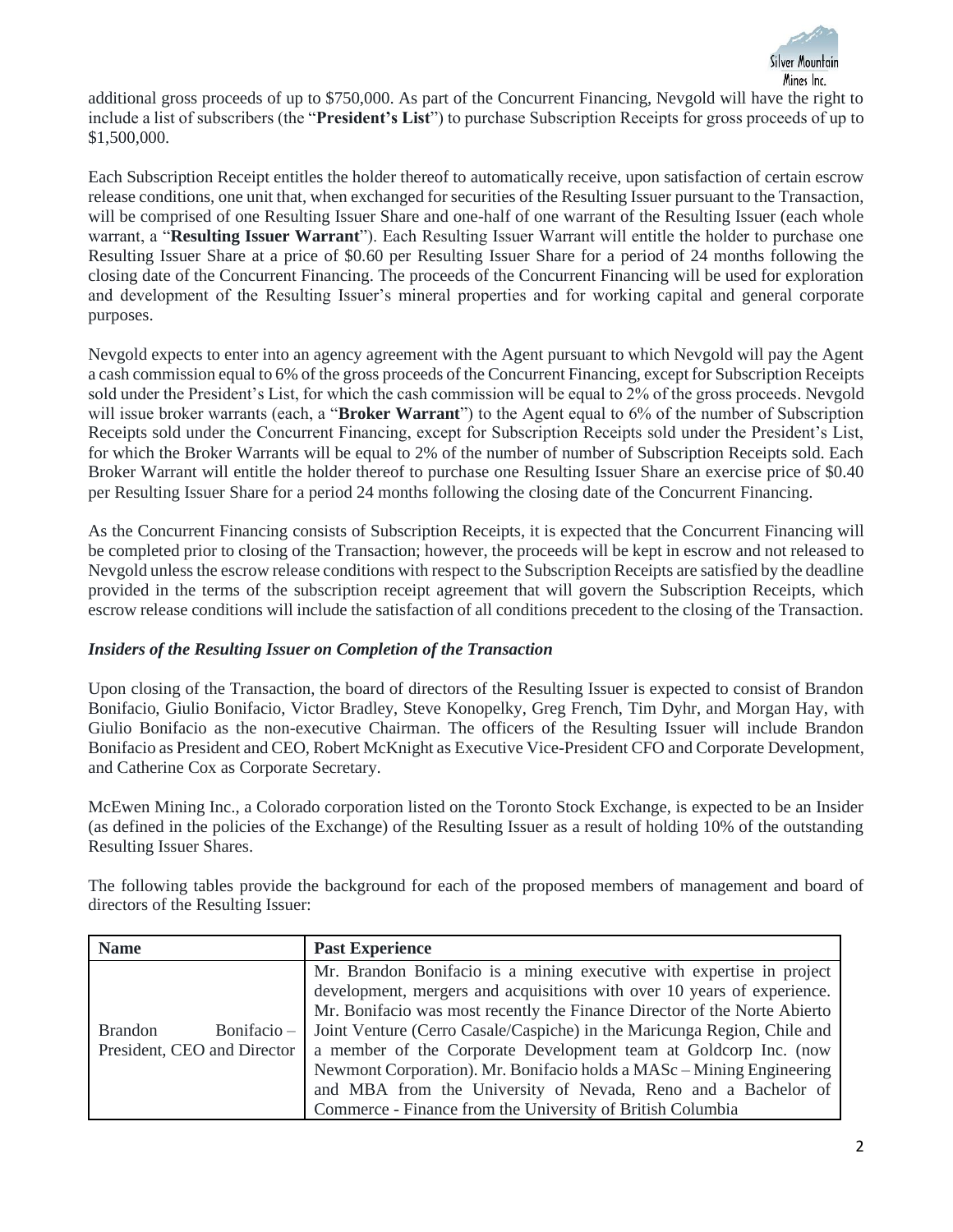additional gross proceeds of up to $750,000. As part of the Concurrent Financing, Nevgold will have the right to include a list of subscribers (the "**President's List**") to purchase Subscription Receipts for gross proceeds of up to $1,500,000.

Each Subscription Receipt entitles the holder thereof to automatically receive, upon satisfaction of certain escrow release conditions, one unit that, when exchanged for securities of the Resulting Issuer pursuant to the Transaction, will be comprised of one Resulting Issuer Share and one-half of one warrant of the Resulting Issuer (each whole warrant, a "**Resulting Issuer Warrant**"). Each Resulting Issuer Warrant will entitle the holder to purchase one Resulting Issuer Share at a price of $0.60 per Resulting Issuer Share for a period of 24 months following the closing date of the Concurrent Financing. The proceeds of the Concurrent Financing will be used for exploration and development of the Resulting Issuer's mineral properties and for working capital and general corporate purposes.

Nevgold expects to enter into an agency agreement with the Agent pursuant to which Nevgold will pay the Agent a cash commission equal to 6% of the gross proceeds of the Concurrent Financing, except for Subscription Receipts sold under the President's List, for which the cash commission will be equal to 2% of the gross proceeds. Nevgold will issue broker warrants (each, a "**Broker Warrant**") to the Agent equal to 6% of the number of Subscription Receipts sold under the Concurrent Financing, except for Subscription Receipts sold under the President's List, for which the Broker Warrants will be equal to 2% of the number of number of Subscription Receipts sold. Each Broker Warrant will entitle the holder thereof to purchase one Resulting Issuer Share an exercise price of $0.40 per Resulting Issuer Share for a period 24 months following the closing date of the Concurrent Financing.

As the Concurrent Financing consists of Subscription Receipts, it is expected that the Concurrent Financing will be completed prior to closing of the Transaction; however, the proceeds will be kept in escrow and not released to Nevgold unless the escrow release conditions with respect to the Subscription Receipts are satisfied by the deadline provided in the terms of the subscription receipt agreement that will govern the Subscription Receipts, which escrow release conditions will include the satisfaction of all conditions precedent to the closing of the Transaction.

***Insiders of the Resulting Issuer on Completion of the Transaction***

Upon closing of the Transaction, the board of directors of the Resulting Issuer is expected to consist of Brandon Bonifacio, Giulio Bonifacio, Victor Bradley, Steve Konopelky, Greg French, Tim Dyhr, and Morgan Hay, with Giulio Bonifacio as the non-executive Chairman. The officers of the Resulting Issuer will include Brandon Bonifacio as President and CEO, Robert McKnight as Executive Vice-President CFO and Corporate Development, and Catherine Cox as Corporate Secretary.

McEwen Mining Inc., a Colorado corporation listed on the Toronto Stock Exchange, is expected to be an Insider (as defined in the policies of the Exchange) of the Resulting Issuer as a result of holding 10% of the outstanding Resulting Issuer Shares.

The following tables provide the background for each of the proposed members of management and board of directors of the Resulting Issuer:

| **Name** | **Past Experience** |
|---|---|
| Brandon Bonifacio – President, CEO and Director | Mr. Brandon Bonifacio is a mining executive with expertise in project development, mergers and acquisitions with over 10 years of experience. Mr. Bonifacio was most recently the Finance Director of the Norte Abierto Joint Venture (Cerro Casale/Caspiche) in the Maricunga Region, Chile and a member of the Corporate Development team at Goldcorp Inc. (now Newmont Corporation). Mr. Bonifacio holds a MASc – Mining Engineering and MBA from the University of Nevada, Reno and a Bachelor of Commerce - Finance from the University of British Columbia |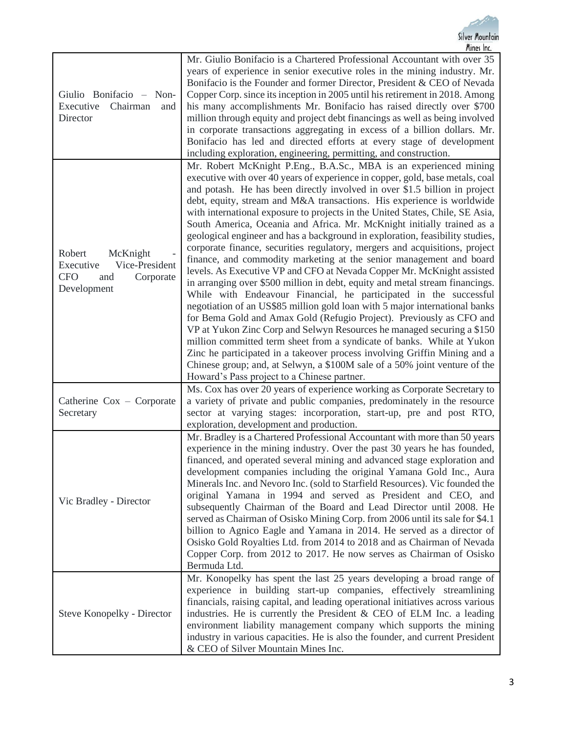| | |
|---|---|
| Giulio Bonifacio – Non-Executive Chairman and Director | Mr. Giulio Bonifacio is a Chartered Professional Accountant with over 35 years of experience in senior executive roles in the mining industry. Mr. Bonifacio is the Founder and former Director, President & CEO of Nevada Copper Corp. since its inception in 2005 until his retirement in 2018. Among his many accomplishments Mr. Bonifacio has raised directly over $700 million through equity and project debt financings as well as being involved in corporate transactions aggregating in excess of a billion dollars. Mr. Bonifacio has led and directed efforts at every stage of development including exploration, engineering, permitting, and construction. |
| Robert McKnight - Executive Vice-President CFO and Corporate Development | Mr. Robert McKnight P.Eng., B.A.Sc., MBA is an experienced mining executive with over 40 years of experience in copper, gold, base metals, coal and potash. He has been directly involved in over $1.5 billion in project debt, equity, stream and M&A transactions. His experience is worldwide with international exposure to projects in the United States, Chile, SE Asia, South America, Oceania and Africa. Mr. McKnight initially trained as a geological engineer and has a background in exploration, feasibility studies, corporate finance, securities regulatory, mergers and acquisitions, project finance, and commodity marketing at the senior management and board levels. As Executive VP and CFO at Nevada Copper Mr. McKnight assisted in arranging over $500 million in debt, equity and metal stream financings. While with Endeavour Financial, he participated in the successful negotiation of an US$85 million gold loan with 5 major international banks for Bema Gold and Amax Gold (Refugio Project). Previously as CFO and VP at Yukon Zinc Corp and Selwyn Resources he managed securing a $150 million committed term sheet from a syndicate of banks. While at Yukon Zinc he participated in a takeover process involving Griffin Mining and a Chinese group; and, at Selwyn, a $100M sale of a 50% joint venture of the Howard's Pass project to a Chinese partner. |
| Catherine Cox – Corporate Secretary | Ms. Cox has over 20 years of experience working as Corporate Secretary to a variety of private and public companies, predominately in the resource sector at varying stages: incorporation, start-up, pre and post RTO, exploration, development and production. |
| Vic Bradley - Director | Mr. Bradley is a Chartered Professional Accountant with more than 50 years experience in the mining industry. Over the past 30 years he has founded, financed, and operated several mining and advanced stage exploration and development companies including the original Yamana Gold Inc., Aura Minerals Inc. and Nevoro Inc. (sold to Starfield Resources). Vic founded the original Yamana in 1994 and served as President and CEO, and subsequently Chairman of the Board and Lead Director until 2008. He served as Chairman of Osisko Mining Corp. from 2006 until its sale for $4.1 billion to Agnico Eagle and Yamana in 2014. He served as a director of Osisko Gold Royalties Ltd. from 2014 to 2018 and as Chairman of Nevada Copper Corp. from 2012 to 2017. He now serves as Chairman of Osisko Bermuda Ltd. |
| Steve Konopelky - Director | Mr. Konopelky has spent the last 25 years developing a broad range of experience in building start-up companies, effectively streamlining financials, raising capital, and leading operational initiatives across various industries. He is currently the President & CEO of ELM Inc. a leading environment liability management company which supports the mining industry in various capacities. He is also the founder, and current President & CEO of Silver Mountain Mines Inc. |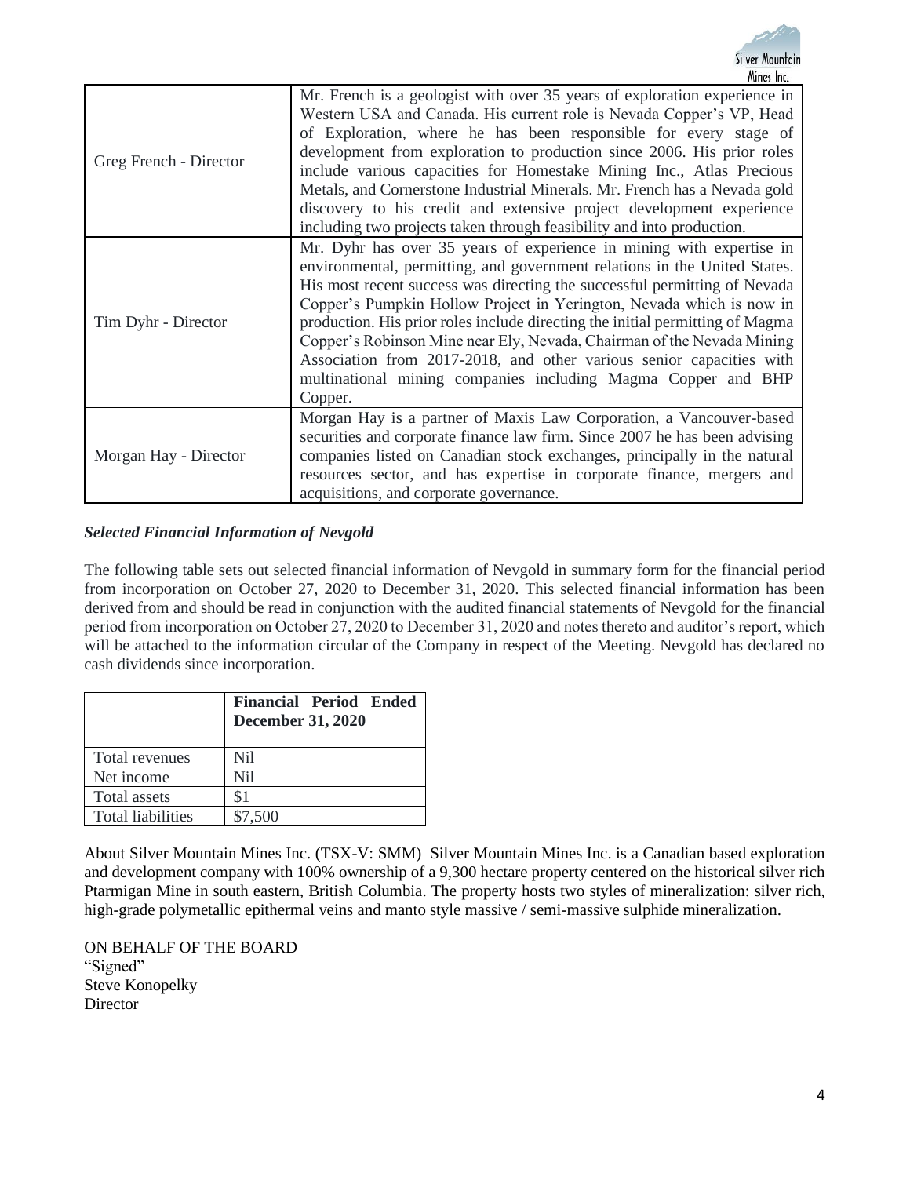| | |
|---|---|
| Greg French - Director | Mr. French is a geologist with over 35 years of exploration experience in Western USA and Canada. His current role is Nevada Copper's VP, Head of Exploration, where he has been responsible for every stage of development from exploration to production since 2006. His prior roles include various capacities for Homestake Mining Inc., Atlas Precious Metals, and Cornerstone Industrial Minerals. Mr. French has a Nevada gold discovery to his credit and extensive project development experience including two projects taken through feasibility and into production. |
| Tim Dyhr - Director | Mr. Dyhr has over 35 years of experience in mining with expertise in environmental, permitting, and government relations in the United States. His most recent success was directing the successful permitting of Nevada Copper's Pumpkin Hollow Project in Yerington, Nevada which is now in production. His prior roles include directing the initial permitting of Magma Copper's Robinson Mine near Ely, Nevada, Chairman of the Nevada Mining Association from 2017-2018, and other various senior capacities with multinational mining companies including Magma Copper and BHP Copper. |
| Morgan Hay - Director | Morgan Hay is a partner of Maxis Law Corporation, a Vancouver-based securities and corporate finance law firm. Since 2007 he has been advising companies listed on Canadian stock exchanges, principally in the natural resources sector, and has expertise in corporate finance, mergers and acquisitions, and corporate governance. |

***Selected Financial Information of Nevgold***

The following table sets out selected financial information of Nevgold in summary form for the financial period from incorporation on October 27, 2020 to December 31, 2020. This selected financial information has been derived from and should be read in conjunction with the audited financial statements of Nevgold for the financial period from incorporation on October 27, 2020 to December 31, 2020 and notes thereto and auditor's report, which will be attached to the information circular of the Company in respect of the Meeting. Nevgold has declared no cash dividends since incorporation.

| | **Financial Period Ended December 31, 2020** |
|---|---|
| Total revenues | Nil |
| Net income | Nil |
| Total assets | $1 |
| Total liabilities | $7,500 |

About Silver Mountain Mines Inc. (TSX-V: SMM) Silver Mountain Mines Inc. is a Canadian based exploration and development company with 100% ownership of a 9,300 hectare property centered on the historical silver rich Ptarmigan Mine in south eastern, British Columbia. The property hosts two styles of mineralization: silver rich, high-grade polymetallic epithermal veins and manto style massive / semi-massive sulphide mineralization.

ON BEHALF OF THE BOARD
"Signed"
Steve Konopelky
Director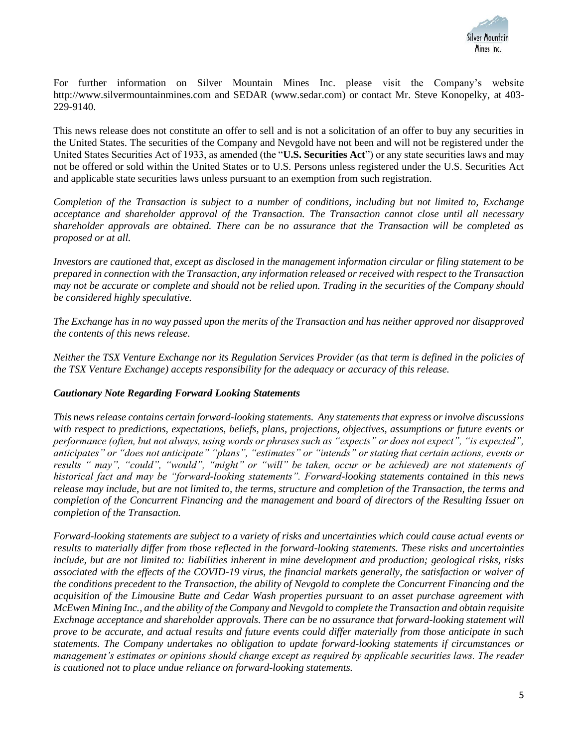For further information on Silver Mountain Mines Inc. please visit the Company's website http://www.silvermountainmines.com and SEDAR (www.sedar.com) or contact Mr. Steve Konopelky, at 403-229-9140.

This news release does not constitute an offer to sell and is not a solicitation of an offer to buy any securities in the United States. The securities of the Company and Nevgold have not been and will not be registered under the United States Securities Act of 1933, as amended (the "**U.S. Securities Act**") or any state securities laws and may not be offered or sold within the United States or to U.S. Persons unless registered under the U.S. Securities Act and applicable state securities laws unless pursuant to an exemption from such registration.

*Completion of the Transaction is subject to a number of conditions, including but not limited to, Exchange acceptance and shareholder approval of the Transaction. The Transaction cannot close until all necessary shareholder approvals are obtained. There can be no assurance that the Transaction will be completed as proposed or at all.*

*Investors are cautioned that, except as disclosed in the management information circular or filing statement to be prepared in connection with the Transaction, any information released or received with respect to the Transaction may not be accurate or complete and should not be relied upon. Trading in the securities of the Company should be considered highly speculative.*

*The Exchange has in no way passed upon the merits of the Transaction and has neither approved nor disapproved the contents of this news release.*

*Neither the TSX Venture Exchange nor its Regulation Services Provider (as that term is defined in the policies of the TSX Venture Exchange) accepts responsibility for the adequacy or accuracy of this release.*

***Cautionary Note Regarding Forward Looking Statements***

*This news release contains certain forward-looking statements. Any statements that express or involve discussions with respect to predictions, expectations, beliefs, plans, projections, objectives, assumptions or future events or performance (often, but not always, using words or phrases such as "expects" or does not expect", "is expected", anticipates" or "does not anticipate" "plans", "estimates" or "intends" or stating that certain actions, events or results " may", "could", "would", "might" or "will" be taken, occur or be achieved) are not statements of historical fact and may be "forward-looking statements". Forward-looking statements contained in this news release may include, but are not limited to, the terms, structure and completion of the Transaction, the terms and completion of the Concurrent Financing and the management and board of directors of the Resulting Issuer on completion of the Transaction.*

*Forward-looking statements are subject to a variety of risks and uncertainties which could cause actual events or results to materially differ from those reflected in the forward-looking statements. These risks and uncertainties include, but are not limited to: liabilities inherent in mine development and production; geological risks, risks associated with the effects of the COVID-19 virus, the financial markets generally, the satisfaction or waiver of the conditions precedent to the Transaction, the ability of Nevgold to complete the Concurrent Financing and the acquisition of the Limousine Butte and Cedar Wash properties pursuant to an asset purchase agreement with McEwen Mining Inc., and the ability of the Company and Nevgold to complete the Transaction and obtain requisite Exchnage acceptance and shareholder approvals. There can be no assurance that forward-looking statement will prove to be accurate, and actual results and future events could differ materially from those anticipate in such statements. The Company undertakes no obligation to update forward-looking statements if circumstances or management's estimates or opinions should change except as required by applicable securities laws. The reader is cautioned not to place undue reliance on forward-looking statements.*